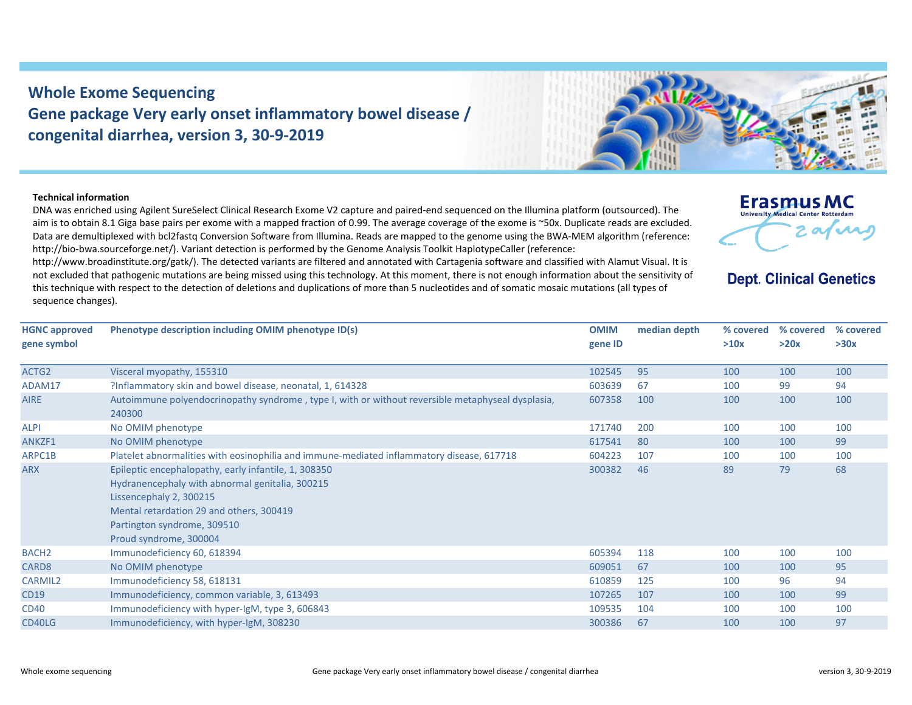# Whole Exome Sequencing
# Gene package Very early onset inflammatory bowel disease / congenital diarrhea, version 3, 30-9-2019

**Erasmus MC**
University Medical Center Rotterdam

**Dept. Clinical Genetics**

**Technical information**

DNA was enriched using Agilent SureSelect Clinical Research Exome V2 capture and paired-end sequenced on the Illumina platform (outsourced). The aim is to obtain 8.1 Giga base pairs per exome with a mapped fraction of 0.99. The average coverage of the exome is ~50x. Duplicate reads are excluded. Data are demultiplexed with bcl2fastq Conversion Software from Illumina. Reads are mapped to the genome using the BWA-MEM algorithm (reference: http://bio-bwa.sourceforge.net/). Variant detection is performed by the Genome Analysis Toolkit HaplotypeCaller (reference: http://www.broadinstitute.org/gatk/). The detected variants are filtered and annotated with Cartagenia software and classified with Alamut Visual. It is not excluded that pathogenic mutations are being missed using this technology. At this moment, there is not enough information about the sensitivity of this technique with respect to the detection of deletions and duplications of more than 5 nucleotides and of somatic mosaic mutations (all types of sequence changes).

| HGNC approved gene symbol | Phenotype description including OMIM phenotype ID(s) | OMIM gene ID | median depth | % covered >10x | % covered >20x | % covered >30x |
|---|---|---|---|---|---|---|
| ACTG2 | Visceral myopathy, 155310 | 102545 | 95 | 100 | 100 | 100 |
| ADAM17 | ?Inflammatory skin and bowel disease, neonatal, 1, 614328 | 603639 | 67 | 100 | 99 | 94 |
| AIRE | Autoimmune polyendocrinopathy syndrome , type I, with or without reversible metaphyseal dysplasia, 240300 | 607358 | 100 | 100 | 100 | 100 |
| ALPI | No OMIM phenotype | 171740 | 200 | 100 | 100 | 100 |
| ANKZF1 | No OMIM phenotype | 617541 | 80 | 100 | 100 | 99 |
| ARPC1B | Platelet abnormalities with eosinophilia and immune-mediated inflammatory disease, 617718 | 604223 | 107 | 100 | 100 | 100 |
| ARX | Epileptic encephalopathy, early infantile, 1, 308350<br>Hydranencephaly with abnormal genitalia, 300215<br>Lissencephaly 2, 300215<br>Mental retardation 29 and others, 300419<br>Partington syndrome, 309510<br>Proud syndrome, 300004 | 300382 | 46 | 89 | 79 | 68 |
| BACH2 | Immunodeficiency 60, 618394 | 605394 | 118 | 100 | 100 | 100 |
| CARD8 | No OMIM phenotype | 609051 | 67 | 100 | 100 | 95 |
| CARMIL2 | Immunodeficiency 58, 618131 | 610859 | 125 | 100 | 96 | 94 |
| CD19 | Immunodeficiency, common variable, 3, 613493 | 107265 | 107 | 100 | 100 | 99 |
| CD40 | Immunodeficiency with hyper-IgM, type 3, 606843 | 109535 | 104 | 100 | 100 | 100 |
| CD40LG | Immunodeficiency, with hyper-IgM, 308230 | 300386 | 67 | 100 | 100 | 97 |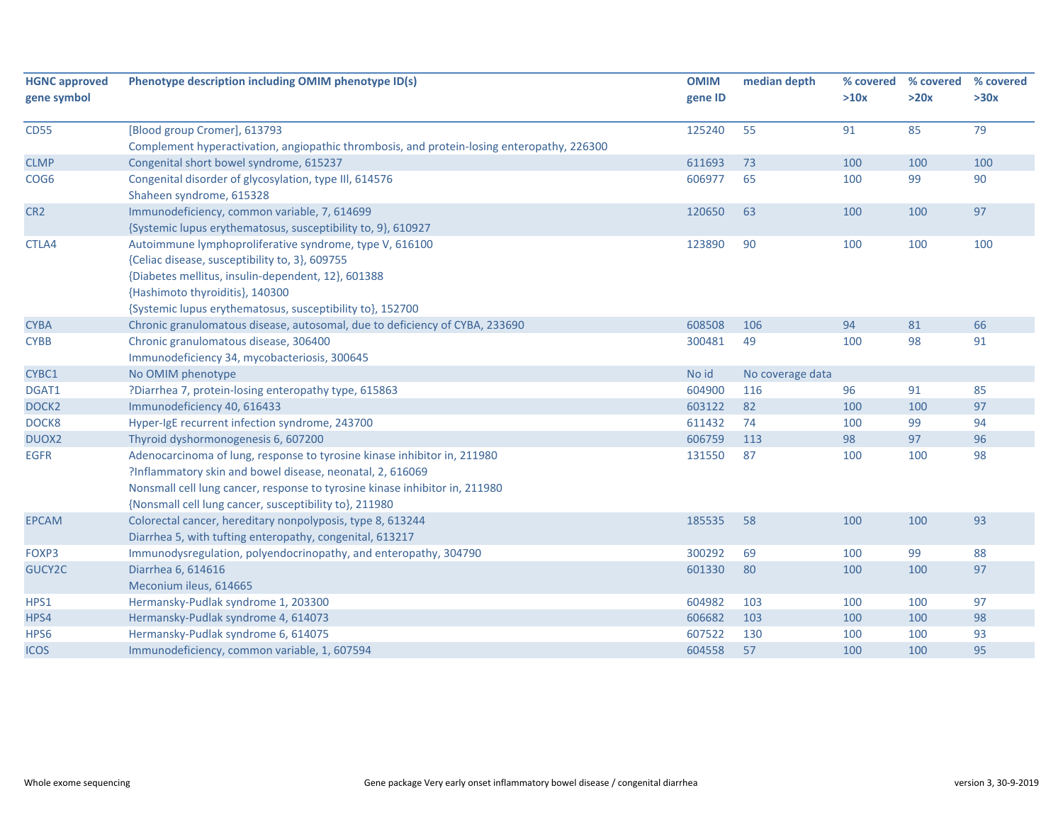| HGNC approved gene symbol | Phenotype description including OMIM phenotype ID(s) | OMIM gene ID | median depth | % covered >10x | % covered >20x | % covered >30x |
|---|---|---|---|---|---|---|
| CD55 | [Blood group Cromer], 613793<br>Complement hyperactivation, angiopathic thrombosis, and protein-losing enteropathy, 226300 | 125240 | 55 | 91 | 85 | 79 |
| CLMP | Congenital short bowel syndrome, 615237 | 611693 | 73 | 100 | 100 | 100 |
| COG6 | Congenital disorder of glycosylation, type III, 614576<br>Shaheen syndrome, 615328 | 606977 | 65 | 100 | 99 | 90 |
| CR2 | Immunodeficiency, common variable, 7, 614699<br>{Systemic lupus erythematosus, susceptibility to, 9}, 610927 | 120650 | 63 | 100 | 100 | 97 |
| CTLA4 | Autoimmune lymphoproliferative syndrome, type V, 616100<br>{Celiac disease, susceptibility to, 3}, 609755<br>{Diabetes mellitus, insulin-dependent, 12}, 601388<br>{Hashimoto thyroiditis}, 140300<br>{Systemic lupus erythematosus, susceptibility to}, 152700 | 123890 | 90 | 100 | 100 | 100 |
| CYBA | Chronic granulomatous disease, autosomal, due to deficiency of CYBA, 233690 | 608508 | 106 | 94 | 81 | 66 |
| CYBB | Chronic granulomatous disease, 306400<br>Immunodeficiency 34, mycobacteriosis, 300645 | 300481 | 49 | 100 | 98 | 91 |
| CYBC1 | No OMIM phenotype | No id | No coverage data | | | |
| DGAT1 | ?Diarrhea 7, protein-losing enteropathy type, 615863 | 604900 | 116 | 96 | 91 | 85 |
| DOCK2 | Immunodeficiency 40, 616433 | 603122 | 82 | 100 | 100 | 97 |
| DOCK8 | Hyper-IgE recurrent infection syndrome, 243700 | 611432 | 74 | 100 | 99 | 94 |
| DUOX2 | Thyroid dyshormonogenesis 6, 607200 | 606759 | 113 | 98 | 97 | 96 |
| EGFR | Adenocarcinoma of lung, response to tyrosine kinase inhibitor in, 211980<br>?Inflammatory skin and bowel disease, neonatal, 2, 616069<br>Nonsmall cell lung cancer, response to tyrosine kinase inhibitor in, 211980<br>{Nonsmall cell lung cancer, susceptibility to}, 211980 | 131550 | 87 | 100 | 100 | 98 |
| EPCAM | Colorectal cancer, hereditary nonpolyposis, type 8, 613244<br>Diarrhea 5, with tufting enteropathy, congenital, 613217 | 185535 | 58 | 100 | 100 | 93 |
| FOXP3 | Immunodysregulation, polyendocrinopathy, and enteropathy, 304790 | 300292 | 69 | 100 | 99 | 88 |
| GUCY2C | Diarrhea 6, 614616<br>Meconium ileus, 614665 | 601330 | 80 | 100 | 100 | 97 |
| HPS1 | Hermansky-Pudlak syndrome 1, 203300 | 604982 | 103 | 100 | 100 | 97 |
| HPS4 | Hermansky-Pudlak syndrome 4, 614073 | 606682 | 103 | 100 | 100 | 98 |
| HPS6 | Hermansky-Pudlak syndrome 6, 614075 | 607522 | 130 | 100 | 100 | 93 |
| ICOS | Immunodeficiency, common variable, 1, 607594 | 604558 | 57 | 100 | 100 | 95 |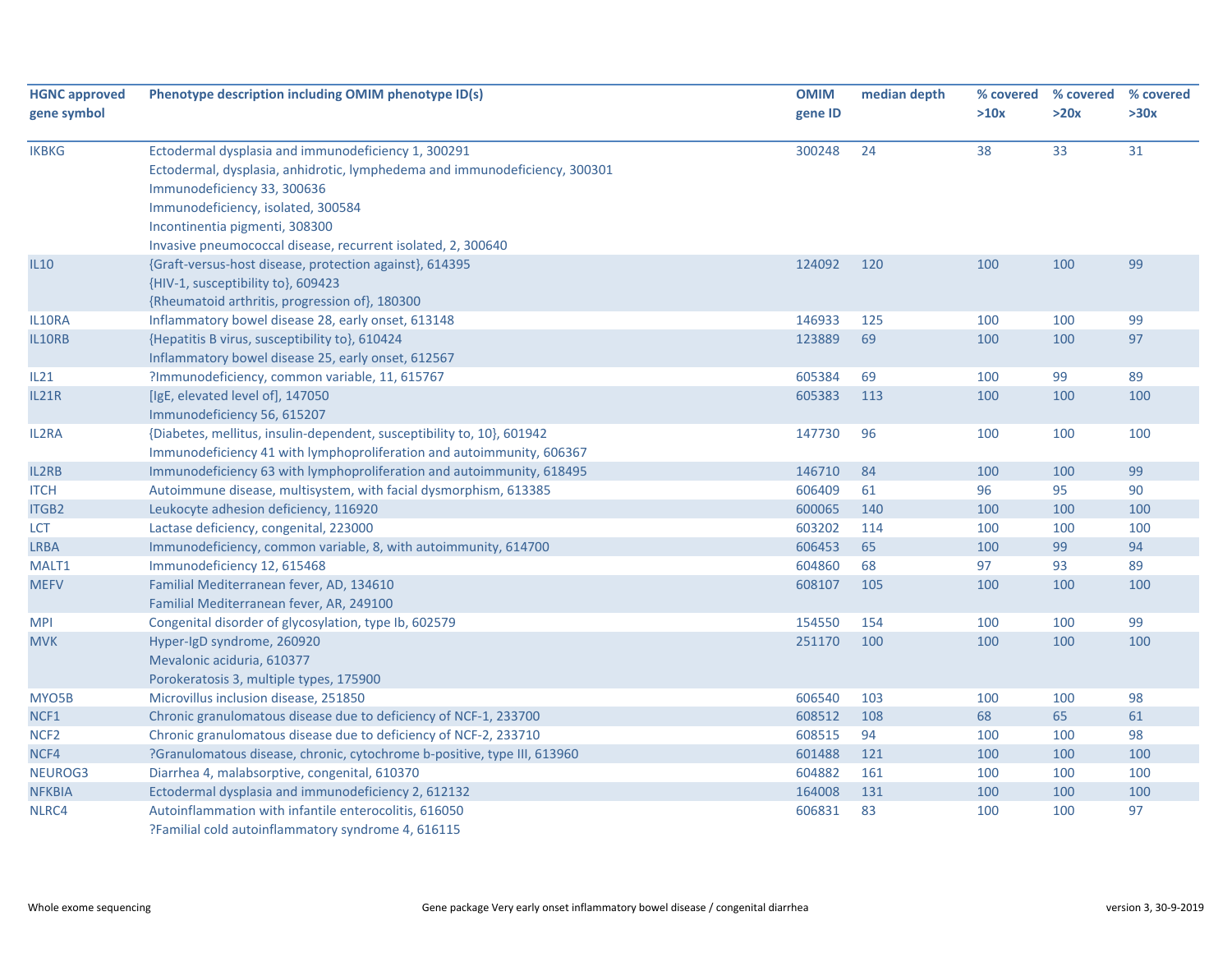| HGNC approved gene symbol | Phenotype description including OMIM phenotype ID(s) | OMIM gene ID | median depth | % covered >10x | % covered >20x | % covered >30x |
|---|---|---|---|---|---|---|
| IKBKG | Ectodermal dysplasia and immunodeficiency 1, 300291<br>Ectodermal, dysplasia, anhidrotic, lymphedema and immunodeficiency, 300301<br>Immunodeficiency 33, 300636<br>Immunodeficiency, isolated, 300584<br>Incontinentia pigmenti, 308300<br>Invasive pneumococcal disease, recurrent isolated, 2, 300640 | 300248 | 24 | 38 | 33 | 31 |
| IL10 | {Graft-versus-host disease, protection against}, 614395<br>{HIV-1, susceptibility to}, 609423<br>{Rheumatoid arthritis, progression of}, 180300 | 124092 | 120 | 100 | 100 | 99 |
| IL10RA | Inflammatory bowel disease 28, early onset, 613148 | 146933 | 125 | 100 | 100 | 99 |
| IL10RB | {Hepatitis B virus, susceptibility to}, 610424<br>Inflammatory bowel disease 25, early onset, 612567 | 123889 | 69 | 100 | 100 | 97 |
| IL21 | ?Immunodeficiency, common variable, 11, 615767 | 605384 | 69 | 100 | 99 | 89 |
| IL21R | [IgE, elevated level of], 147050<br>Immunodeficiency 56, 615207 | 605383 | 113 | 100 | 100 | 100 |
| IL2RA | {Diabetes, mellitus, insulin-dependent, susceptibility to, 10}, 601942<br>Immunodeficiency 41 with lymphoproliferation and autoimmunity, 606367 | 147730 | 96 | 100 | 100 | 100 |
| IL2RB | Immunodeficiency 63 with lymphoproliferation and autoimmunity, 618495 | 146710 | 84 | 100 | 100 | 99 |
| ITCH | Autoimmune disease, multisystem, with facial dysmorphism, 613385 | 606409 | 61 | 96 | 95 | 90 |
| ITGB2 | Leukocyte adhesion deficiency, 116920 | 600065 | 140 | 100 | 100 | 100 |
| LCT | Lactase deficiency, congenital, 223000 | 603202 | 114 | 100 | 100 | 100 |
| LRBA | Immunodeficiency, common variable, 8, with autoimmunity, 614700 | 606453 | 65 | 100 | 99 | 94 |
| MALT1 | Immunodeficiency 12, 615468 | 604860 | 68 | 97 | 93 | 89 |
| MEFV | Familial Mediterranean fever, AD, 134610<br>Familial Mediterranean fever, AR, 249100 | 608107 | 105 | 100 | 100 | 100 |
| MPI | Congenital disorder of glycosylation, type Ib, 602579 | 154550 | 154 | 100 | 100 | 99 |
| MVK | Hyper-IgD syndrome, 260920<br>Mevalonic aciduria, 610377<br>Porokeratosis 3, multiple types, 175900 | 251170 | 100 | 100 | 100 | 100 |
| MYO5B | Microvillus inclusion disease, 251850 | 606540 | 103 | 100 | 100 | 98 |
| NCF1 | Chronic granulomatous disease due to deficiency of NCF-1, 233700 | 608512 | 108 | 68 | 65 | 61 |
| NCF2 | Chronic granulomatous disease due to deficiency of NCF-2, 233710 | 608515 | 94 | 100 | 100 | 98 |
| NCF4 | ?Granulomatous disease, chronic, cytochrome b-positive, type III, 613960 | 601488 | 121 | 100 | 100 | 100 |
| NEUROG3 | Diarrhea 4, malabsorptive, congenital, 610370 | 604882 | 161 | 100 | 100 | 100 |
| NFKBIA | Ectodermal dysplasia and immunodeficiency 2, 612132 | 164008 | 131 | 100 | 100 | 100 |
| NLRC4 | Autoinflammation with infantile enterocolitis, 616050<br>?Familial cold autoinflammatory syndrome 4, 616115 | 606831 | 83 | 100 | 100 | 97 |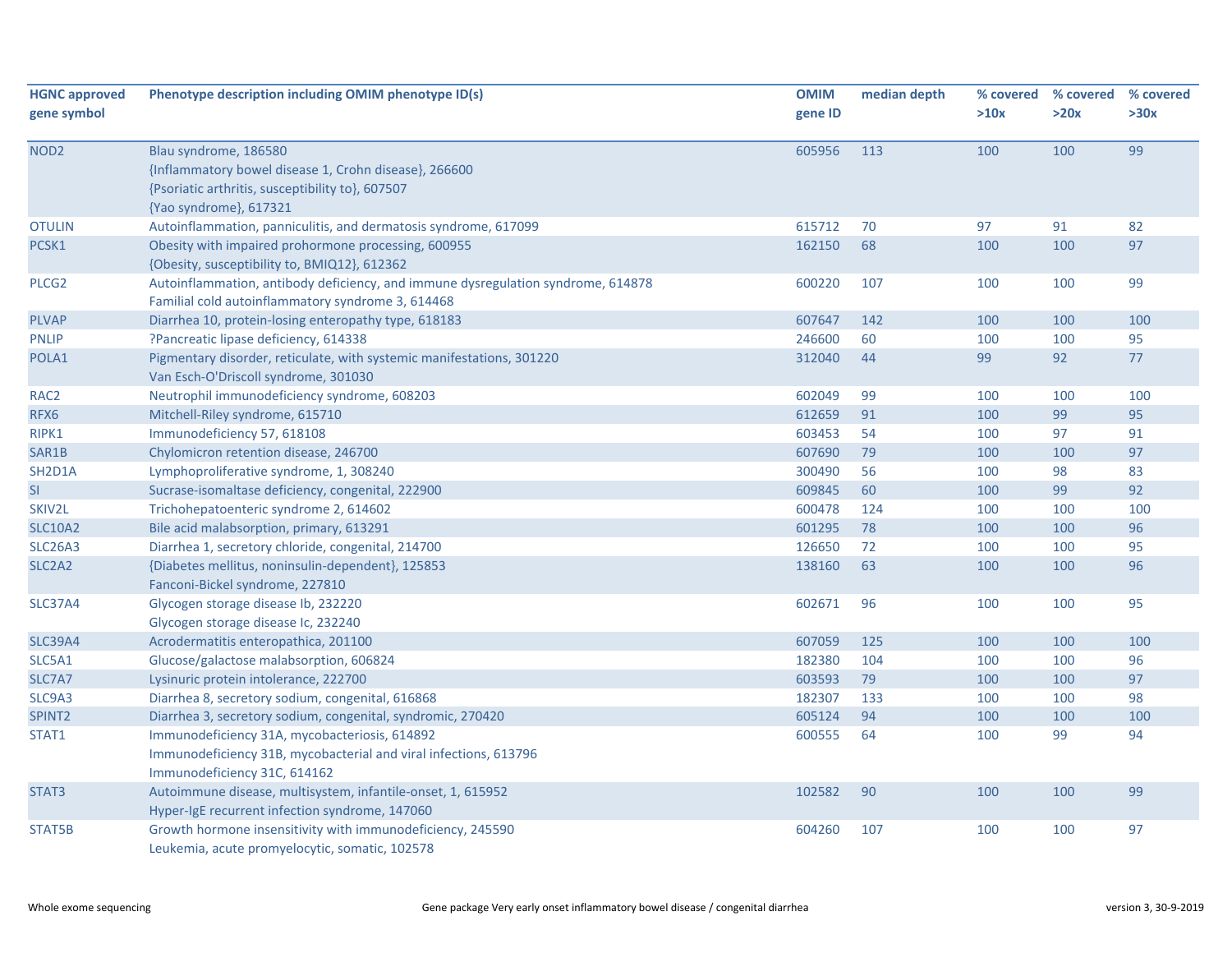| HGNC approved gene symbol | Phenotype description including OMIM phenotype ID(s) | OMIM gene ID | median depth | % covered >10x | % covered >20x | % covered >30x |
|---|---|---|---|---|---|---|
| NOD2 | Blau syndrome, 186580<br>{Inflammatory bowel disease 1, Crohn disease}, 266600<br>{Psoriatic arthritis, susceptibility to}, 607507<br>{Yao syndrome}, 617321 | 605956 | 113 | 100 | 100 | 99 |
| OTULIN | Autoinflammation, panniculitis, and dermatosis syndrome, 617099 | 615712 | 70 | 97 | 91 | 82 |
| PCSK1 | Obesity with impaired prohormone processing, 600955<br>{Obesity, susceptibility to, BMIQ12}, 612362 | 162150 | 68 | 100 | 100 | 97 |
| PLCG2 | Autoinflammation, antibody deficiency, and immune dysregulation syndrome, 614878<br>Familial cold autoinflammatory syndrome 3, 614468 | 600220 | 107 | 100 | 100 | 99 |
| PLVAP | Diarrhea 10, protein-losing enteropathy type, 618183 | 607647 | 142 | 100 | 100 | 100 |
| PNLIP | ?Pancreatic lipase deficiency, 614338 | 246600 | 60 | 100 | 100 | 95 |
| POLA1 | Pigmentary disorder, reticulate, with systemic manifestations, 301220<br>Van Esch-O'Driscoll syndrome, 301030 | 312040 | 44 | 99 | 92 | 77 |
| RAC2 | Neutrophil immunodeficiency syndrome, 608203 | 602049 | 99 | 100 | 100 | 100 |
| RFX6 | Mitchell-Riley syndrome, 615710 | 612659 | 91 | 100 | 99 | 95 |
| RIPK1 | Immunodeficiency 57, 618108 | 603453 | 54 | 100 | 97 | 91 |
| SAR1B | Chylomicron retention disease, 246700 | 607690 | 79 | 100 | 100 | 97 |
| SH2D1A | Lymphoproliferative syndrome, 1, 308240 | 300490 | 56 | 100 | 98 | 83 |
| SI | Sucrase-isomaltase deficiency, congenital, 222900 | 609845 | 60 | 100 | 99 | 92 |
| SKIV2L | Trichohepatoenteric syndrome 2, 614602 | 600478 | 124 | 100 | 100 | 100 |
| SLC10A2 | Bile acid malabsorption, primary, 613291 | 601295 | 78 | 100 | 100 | 96 |
| SLC26A3 | Diarrhea 1, secretory chloride, congenital, 214700 | 126650 | 72 | 100 | 100 | 95 |
| SLC2A2 | {Diabetes mellitus, noninsulin-dependent}, 125853<br>Fanconi-Bickel syndrome, 227810 | 138160 | 63 | 100 | 100 | 96 |
| SLC37A4 | Glycogen storage disease Ib, 232220<br>Glycogen storage disease Ic, 232240 | 602671 | 96 | 100 | 100 | 95 |
| SLC39A4 | Acrodermatitis enteropathica, 201100 | 607059 | 125 | 100 | 100 | 100 |
| SLC5A1 | Glucose/galactose malabsorption, 606824 | 182380 | 104 | 100 | 100 | 96 |
| SLC7A7 | Lysinuric protein intolerance, 222700 | 603593 | 79 | 100 | 100 | 97 |
| SLC9A3 | Diarrhea 8, secretory sodium, congenital, 616868 | 182307 | 133 | 100 | 100 | 98 |
| SPINT2 | Diarrhea 3, secretory sodium, congenital, syndromic, 270420 | 605124 | 94 | 100 | 100 | 100 |
| STAT1 | Immunodeficiency 31A, mycobacteriosis, 614892<br>Immunodeficiency 31B, mycobacterial and viral infections, 613796<br>Immunodeficiency 31C, 614162 | 600555 | 64 | 100 | 99 | 94 |
| STAT3 | Autoimmune disease, multisystem, infantile-onset, 1, 615952<br>Hyper-IgE recurrent infection syndrome, 147060 | 102582 | 90 | 100 | 100 | 99 |
| STAT5B | Growth hormone insensitivity with immunodeficiency, 245590<br>Leukemia, acute promyelocytic, somatic, 102578 | 604260 | 107 | 100 | 100 | 97 |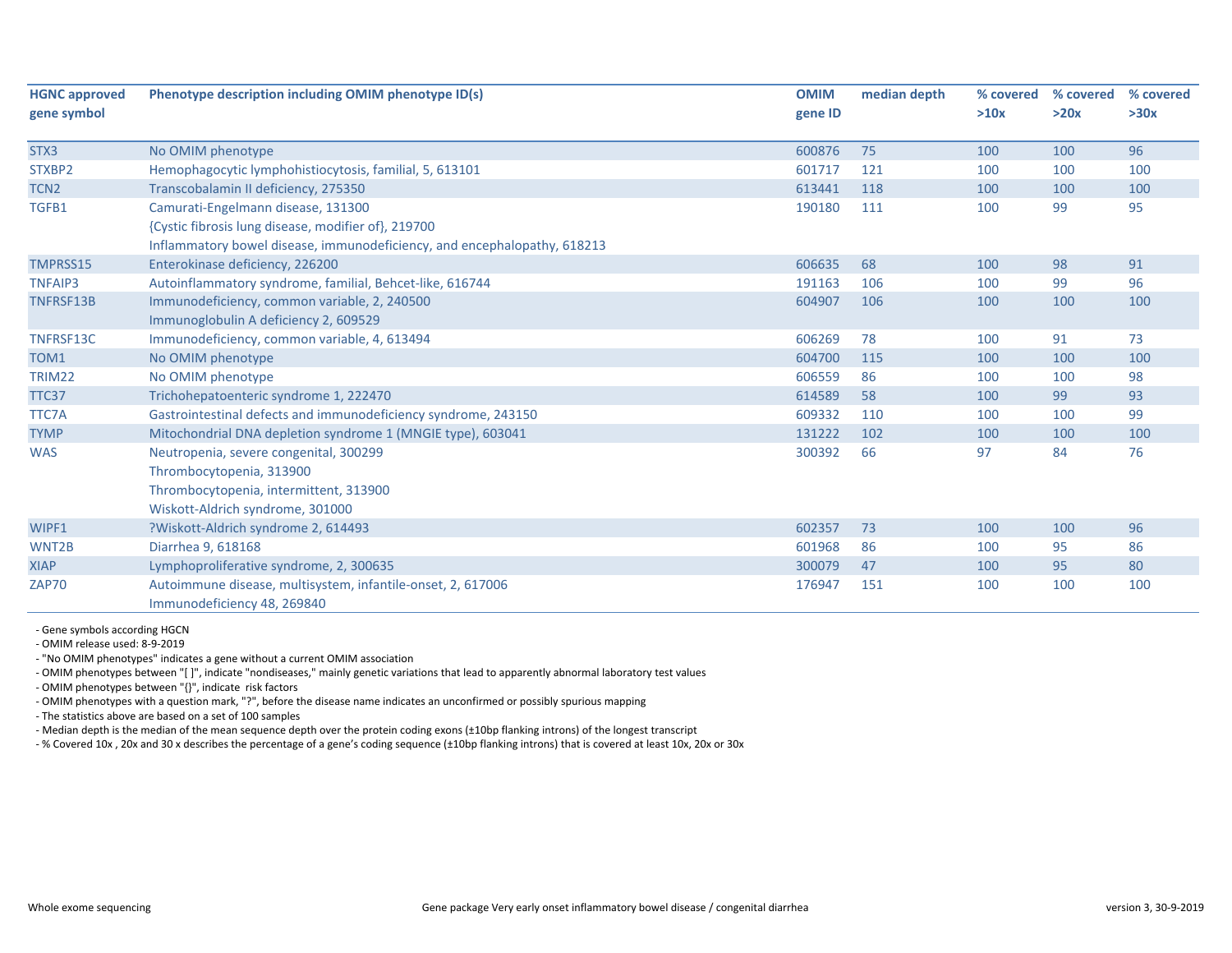| HGNC approved gene symbol | Phenotype description including OMIM phenotype ID(s) | OMIM gene ID | median depth | % covered >10x | % covered >20x | % covered >30x |
|---|---|---|---|---|---|---|
| STX3 | No OMIM phenotype | 600876 | 75 | 100 | 100 | 96 |
| STXBP2 | Hemophagocytic lymphohistiocytosis, familial, 5, 613101 | 601717 | 121 | 100 | 100 | 100 |
| TCN2 | Transcobalamin II deficiency, 275350 | 613441 | 118 | 100 | 100 | 100 |
| TGFB1 | Camurati-Engelmann disease, 131300<br>{Cystic fibrosis lung disease, modifier of}, 219700<br>Inflammatory bowel disease, immunodeficiency, and encephalopathy, 618213 | 190180 | 111 | 100 | 99 | 95 |
| TMPRSS15 | Enterokinase deficiency, 226200 | 606635 | 68 | 100 | 98 | 91 |
| TNFAIP3 | Autoinflammatory syndrome, familial, Behcet-like, 616744 | 191163 | 106 | 100 | 99 | 96 |
| TNFRSF13B | Immunodeficiency, common variable, 2, 240500<br>Immunoglobulin A deficiency 2, 609529 | 604907 | 106 | 100 | 100 | 100 |
| TNFRSF13C | Immunodeficiency, common variable, 4, 613494 | 606269 | 78 | 100 | 91 | 73 |
| TOM1 | No OMIM phenotype | 604700 | 115 | 100 | 100 | 100 |
| TRIM22 | No OMIM phenotype | 606559 | 86 | 100 | 100 | 98 |
| TTC37 | Trichohepatoenteric syndrome 1, 222470 | 614589 | 58 | 100 | 99 | 93 |
| TTC7A | Gastrointestinal defects and immunodeficiency syndrome, 243150 | 609332 | 110 | 100 | 100 | 99 |
| TYMP | Mitochondrial DNA depletion syndrome 1 (MNGIE type), 603041 | 131222 | 102 | 100 | 100 | 100 |
| WAS | Neutropenia, severe congenital, 300299<br>Thrombocytopenia, 313900<br>Thrombocytopenia, intermittent, 313900<br>Wiskott-Aldrich syndrome, 301000 | 300392 | 66 | 97 | 84 | 76 |
| WIPF1 | ?Wiskott-Aldrich syndrome 2, 614493 | 602357 | 73 | 100 | 100 | 96 |
| WNT2B | Diarrhea 9, 618168 | 601968 | 86 | 100 | 95 | 86 |
| XIAP | Lymphoproliferative syndrome, 2, 300635 | 300079 | 47 | 100 | 95 | 80 |
| ZAP70 | Autoimmune disease, multisystem, infantile-onset, 2, 617006<br>Immunodeficiency 48, 269840 | 176947 | 151 | 100 | 100 | 100 |

- Gene symbols according HGCN
- OMIM release used: 8-9-2019
- "No OMIM phenotypes" indicates a gene without a current OMIM association
- OMIM phenotypes between "[ ]", indicate "nondiseases," mainly genetic variations that lead to apparently abnormal laboratory test values
- OMIM phenotypes between "{}", indicate risk factors
- OMIM phenotypes with a question mark, "?", before the disease name indicates an unconfirmed or possibly spurious mapping
- The statistics above are based on a set of 100 samples
- Median depth is the median of the mean sequence depth over the protein coding exons (±10bp flanking introns) of the longest transcript
- % Covered 10x , 20x and 30 x describes the percentage of a gene's coding sequence (±10bp flanking introns) that is covered at least 10x, 20x or 30x